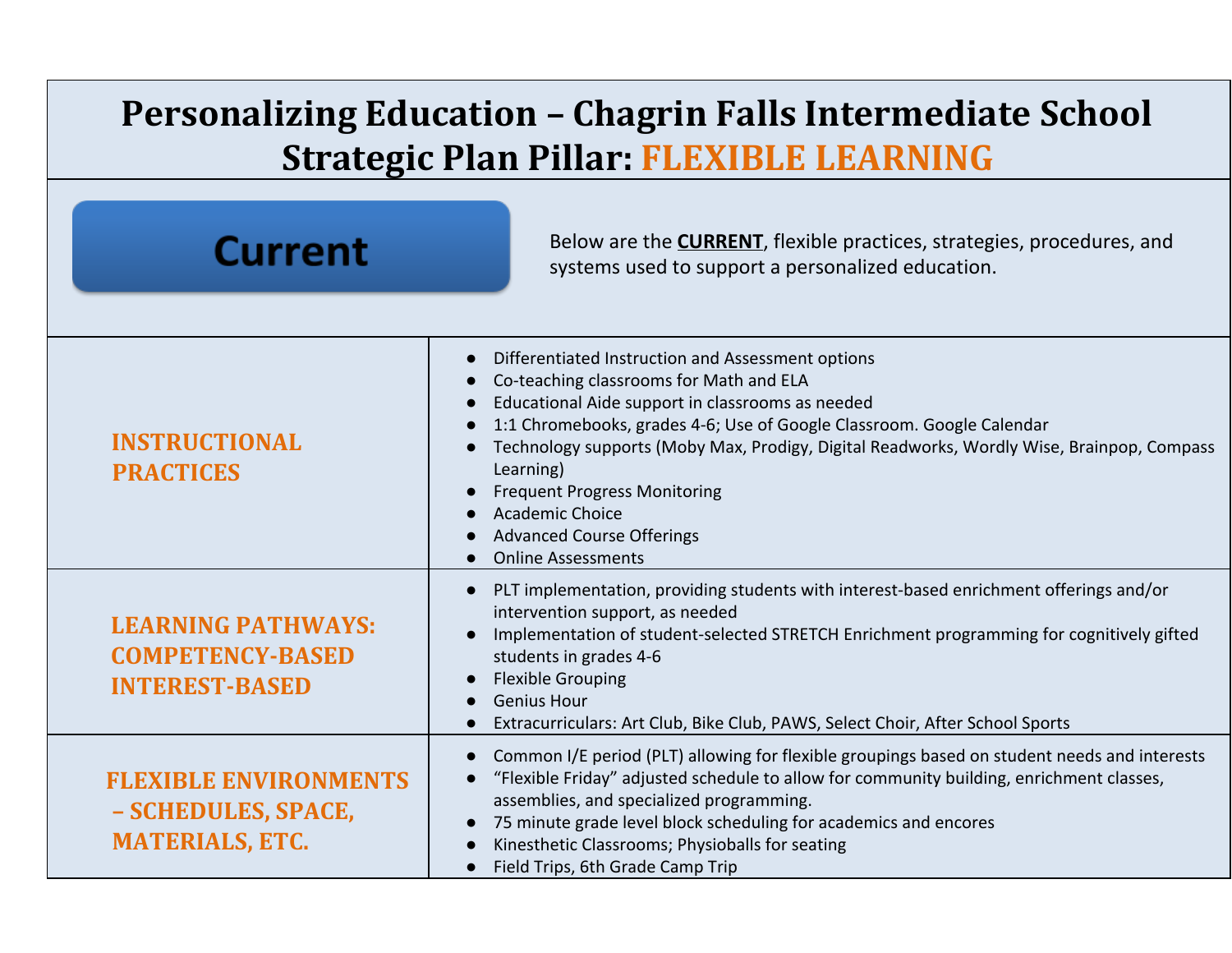# Personalizing Education – Chagrin Falls Intermediate School
## Strategic Plan Pillar: FLEXIBLE LEARNING

**Current**

Below are the **CURRENT**, flexible practices, strategies, procedures, and systems used to support a personalized education.

| | |
|---|---|
| **INSTRUCTIONAL PRACTICES** | • Differentiated Instruction and Assessment options<br>• Co-teaching classrooms for Math and ELA<br>• Educational Aide support in classrooms as needed<br>• 1:1 Chromebooks, grades 4-6; Use of Google Classroom. Google Calendar<br>• Technology supports (Moby Max, Prodigy, Digital Readworks, Wordly Wise, Brainpop, Compass Learning)<br>• Frequent Progress Monitoring<br>• Academic Choice<br>• Advanced Course Offerings<br>• Online Assessments |
| **LEARNING PATHWAYS: COMPETENCY-BASED INTEREST-BASED** | • PLT implementation, providing students with interest-based enrichment offerings and/or intervention support, as needed<br>• Implementation of student-selected STRETCH Enrichment programming for cognitively gifted students in grades 4-6<br>• Flexible Grouping<br>• Genius Hour<br>• Extracurriculars: Art Club, Bike Club, PAWS, Select Choir, After School Sports |
| **FLEXIBLE ENVIRONMENTS – SCHEDULES, SPACE, MATERIALS, ETC.** | • Common I/E period (PLT) allowing for flexible groupings based on student needs and interests<br>• "Flexible Friday" adjusted schedule to allow for community building, enrichment classes, assemblies, and specialized programming.<br>• 75 minute grade level block scheduling for academics and encores<br>• Kinesthetic Classrooms; Physioballs for seating<br>• Field Trips, 6th Grade Camp Trip |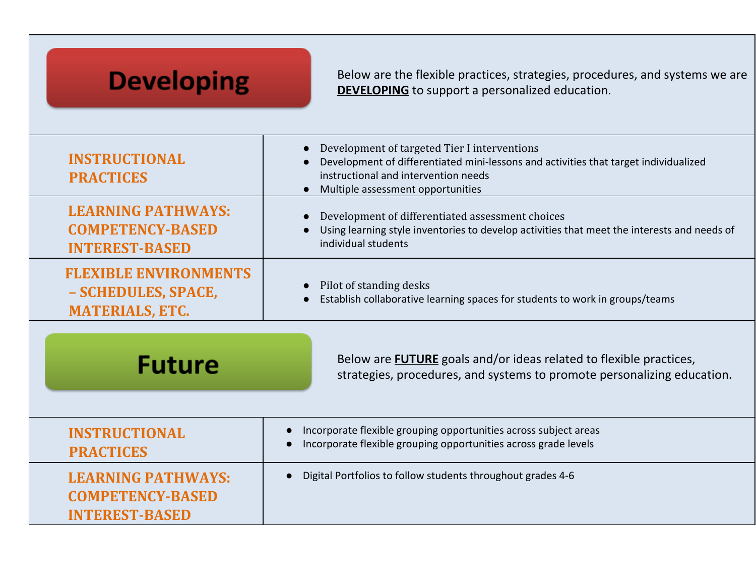## Developing

Below are the flexible practices, strategies, procedures, and systems we are **DEVELOPING** to support a personalized education.

| | |
|---|---|
| **INSTRUCTIONAL PRACTICES** | ● Development of targeted Tier I interventions<br>● Development of differentiated mini-lessons and activities that target individualized instructional and intervention needs<br>● Multiple assessment opportunities |
| **LEARNING PATHWAYS: COMPETENCY-BASED INTEREST-BASED** | ● Development of differentiated assessment choices<br>● Using learning style inventories to develop activities that meet the interests and needs of individual students |
| **FLEXIBLE ENVIRONMENTS – SCHEDULES, SPACE, MATERIALS, ETC.** | ● Pilot of standing desks<br>● Establish collaborative learning spaces for students to work in groups/teams |

## Future

Below are **FUTURE** goals and/or ideas related to flexible practices, strategies, procedures, and systems to promote personalizing education.

| | |
|---|---|
| **INSTRUCTIONAL PRACTICES** | ● Incorporate flexible grouping opportunities across subject areas<br>● Incorporate flexible grouping opportunities across grade levels |
| **LEARNING PATHWAYS: COMPETENCY-BASED INTEREST-BASED** | ● Digital Portfolios to follow students throughout grades 4-6 |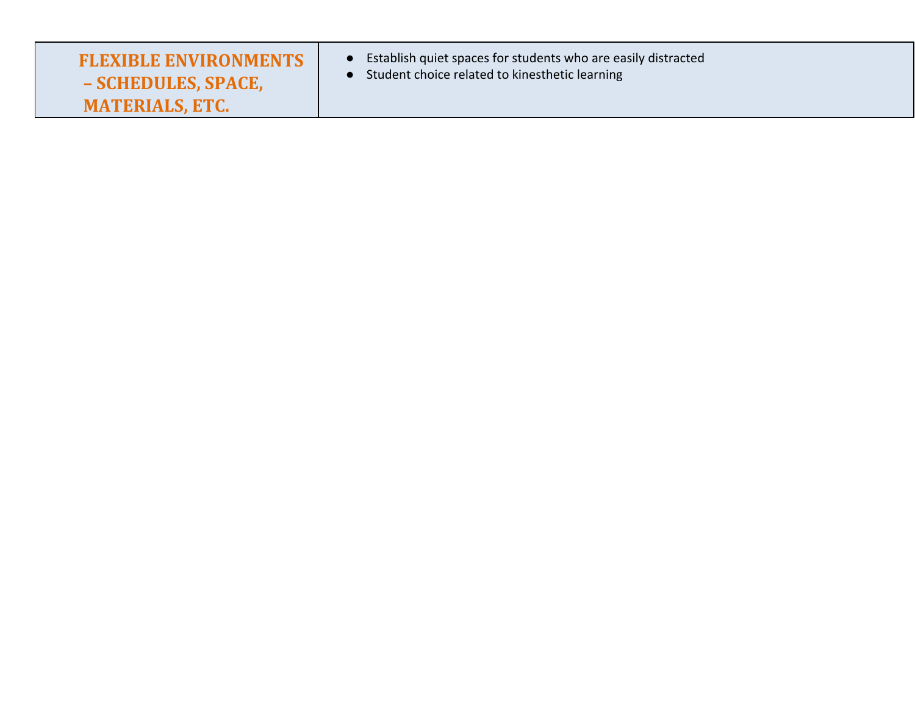| | |
|---|---|
| **FLEXIBLE ENVIRONMENTS – SCHEDULES, SPACE, MATERIALS, ETC.** | ● Establish quiet spaces for students who are easily distracted<br>● Student choice related to kinesthetic learning |